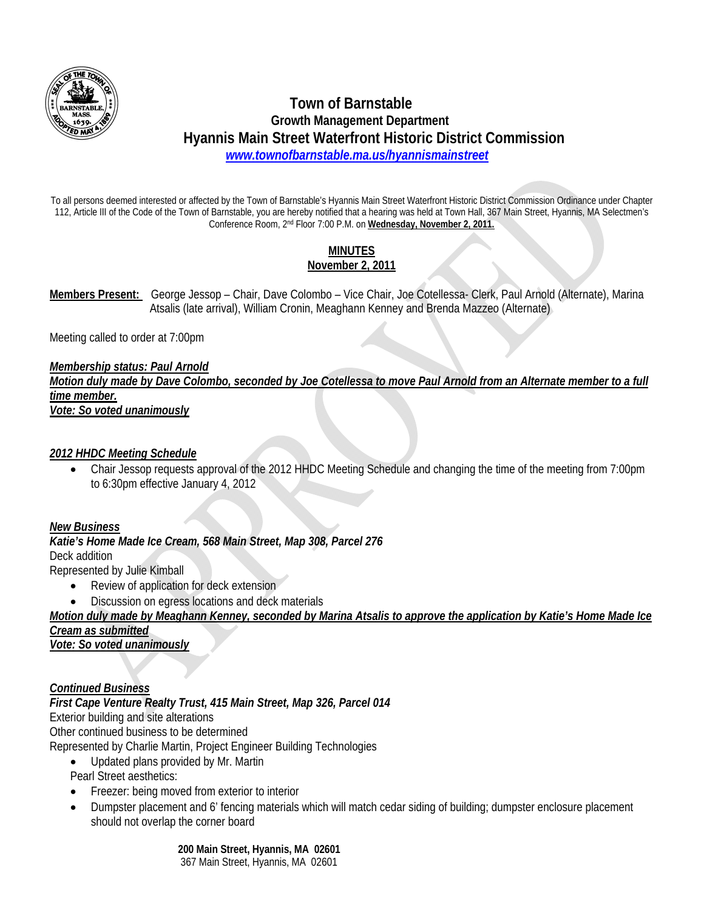# Town of Barnstable

## Growth Management Department

## Hyannis Main Street Waterfront Historic District Commission

*www.townofbarnstable.ma.us/hyannismainstreet*

To all persons deemed interested or affected by the Town of Barnstable's Hyannis Main Street Waterfront Historic District Commission Ordinance under Chapter 112, Article III of the Code of the Town of Barnstable, you are hereby notified that a hearing was held at Town Hall, 367 Main Street, Hyannis, MA Selectmen's Conference Room, 2nd Floor 7:00 P.M. on **Wednesday, November 2, 2011.**

**MINUTES**
**November 2, 2011**

**Members Present:** George Jessop – Chair, Dave Colombo – Vice Chair, Joe Cotellessa- Clerk, Paul Arnold (Alternate), Marina Atsalis (late arrival), William Cronin, Meaghann Kenney and Brenda Mazzeo (Alternate)

Meeting called to order at 7:00pm

***Membership status: Paul Arnold***
***Motion duly made by Dave Colombo, seconded by Joe Cotellessa to move Paul Arnold from an Alternate member to a full time member.***
***Vote: So voted unanimously***

***2012 HHDC Meeting Schedule***

- Chair Jessop requests approval of the 2012 HHDC Meeting Schedule and changing the time of the meeting from 7:00pm to 6:30pm effective January 4, 2012

***New Business***
***Katie's Home Made Ice Cream, 568 Main Street, Map 308, Parcel 276***
Deck addition
Represented by Julie Kimball

- Review of application for deck extension
- Discussion on egress locations and deck materials

***Motion duly made by Meaghann Kenney, seconded by Marina Atsalis to approve the application by Katie's Home Made Ice Cream as submitted***
***Vote: So voted unanimously***

***Continued Business***
***First Cape Venture Realty Trust, 415 Main Street, Map 326, Parcel 014***
Exterior building and site alterations
Other continued business to be determined
Represented by Charlie Martin, Project Engineer Building Technologies

- Updated plans provided by Mr. Martin

Pearl Street aesthetics:

- Freezer: being moved from exterior to interior
- Dumpster placement and 6' fencing materials which will match cedar siding of building; dumpster enclosure placement should not overlap the corner board

**200 Main Street, Hyannis, MA 02601**
367 Main Street, Hyannis, MA 02601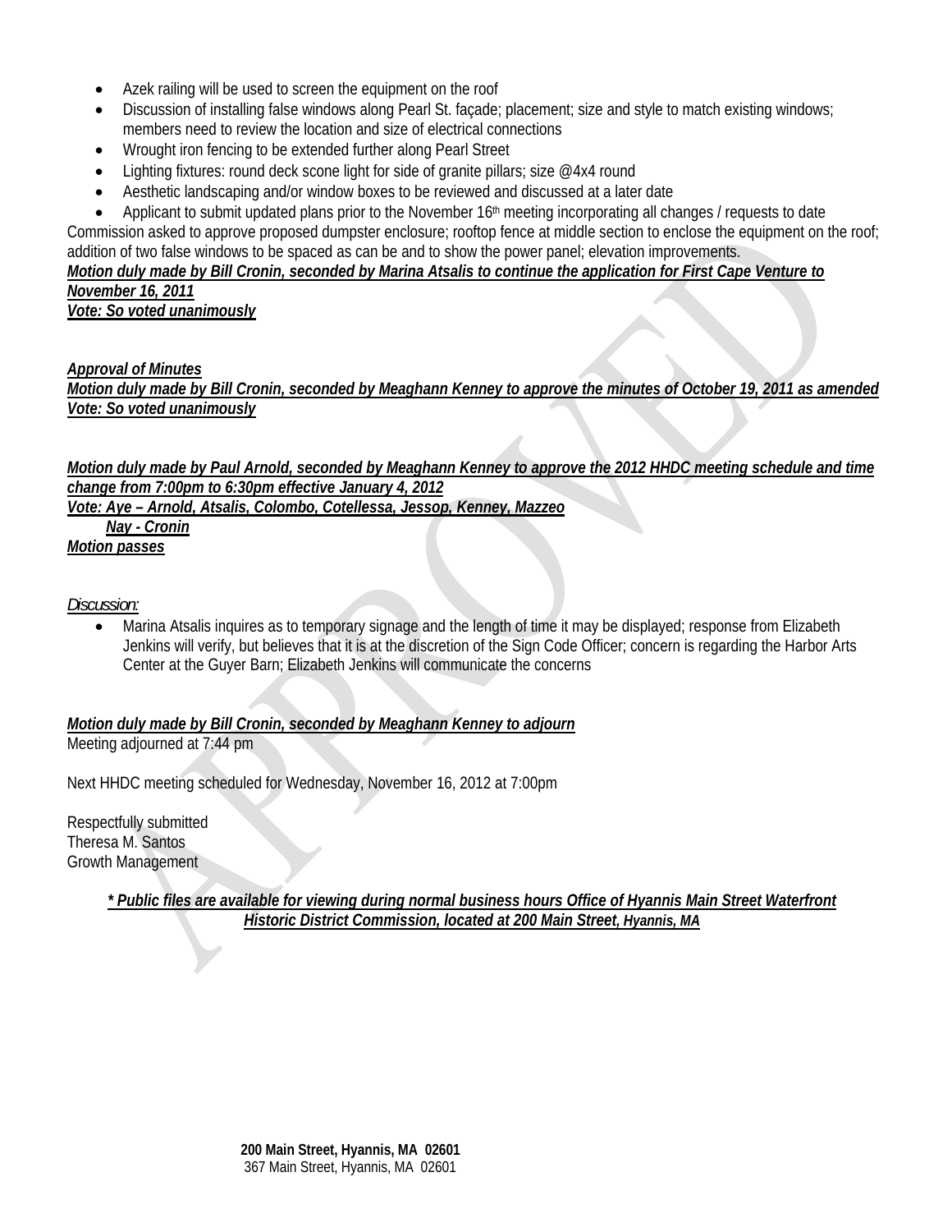- Azek railing will be used to screen the equipment on the roof
- Discussion of installing false windows along Pearl St. façade; placement; size and style to match existing windows; members need to review the location and size of electrical connections
- Wrought iron fencing to be extended further along Pearl Street
- Lighting fixtures: round deck scone light for side of granite pillars; size @4x4 round
- Aesthetic landscaping and/or window boxes to be reviewed and discussed at a later date
- Applicant to submit updated plans prior to the November 16th meeting incorporating all changes / requests to date

Commission asked to approve proposed dumpster enclosure; rooftop fence at middle section to enclose the equipment on the roof; addition of two false windows to be spaced as can be and to show the power panel; elevation improvements.

***Motion duly made by Bill Cronin, seconded by Marina Atsalis to continue the application for First Cape Venture to November 16, 2011***
***Vote: So voted unanimously***

***Approval of Minutes***
***Motion duly made by Bill Cronin, seconded by Meaghann Kenney to approve the minutes of October 19, 2011 as amended***
***Vote: So voted unanimously***

***Motion duly made by Paul Arnold, seconded by Meaghann Kenney to approve the 2012 HHDC meeting schedule and time change from 7:00pm to 6:30pm effective January 4, 2012***
***Vote: Aye – Arnold, Atsalis, Colombo, Cotellessa, Jessop, Kenney, Mazzeo***
***Nay - Cronin***
***Motion passes***

*Discussion:*

- Marina Atsalis inquires as to temporary signage and the length of time it may be displayed; response from Elizabeth Jenkins will verify, but believes that it is at the discretion of the Sign Code Officer; concern is regarding the Harbor Arts Center at the Guyer Barn; Elizabeth Jenkins will communicate the concerns

***Motion duly made by Bill Cronin, seconded by Meaghann Kenney to adjourn***
Meeting adjourned at 7:44 pm

Next HHDC meeting scheduled for Wednesday, November 16, 2012 at 7:00pm

Respectfully submitted
Theresa M. Santos
Growth Management

***\* Public files are available for viewing during normal business hours Office of Hyannis Main Street Waterfront Historic District Commission, located at 200 Main Street, Hyannis, MA***

**200 Main Street, Hyannis, MA 02601**
367 Main Street, Hyannis, MA 02601